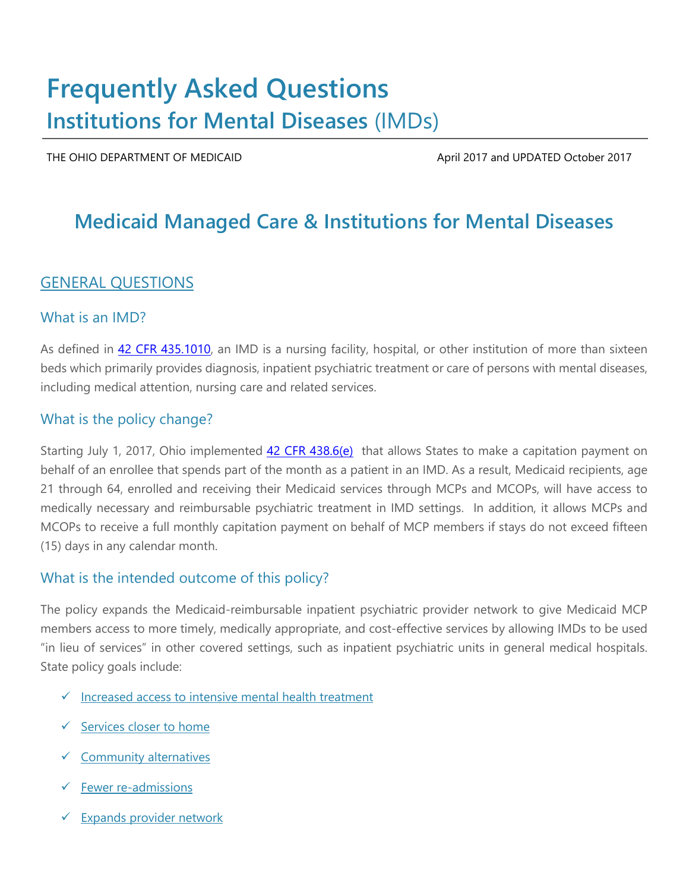# Frequently Asked Questions

## Institutions for Mental Diseases (IMDs)

THE OHIO DEPARTMENT OF MEDICAID

April 2017 and UPDATED October 2017

## Medicaid Managed Care & Institutions for Mental Diseases

### GENERAL QUESTIONS

### What is an IMD?

As defined in 42 CFR 435.1010, an IMD is a nursing facility, hospital, or other institution of more than sixteen beds which primarily provides diagnosis, inpatient psychiatric treatment or care of persons with mental diseases, including medical attention, nursing care and related services.

### What is the policy change?

Starting July 1, 2017, Ohio implemented 42 CFR 438.6(e) that allows States to make a capitation payment on behalf of an enrollee that spends part of the month as a patient in an IMD. As a result, Medicaid recipients, age 21 through 64, enrolled and receiving their Medicaid services through MCPs and MCOPs, will have access to medically necessary and reimbursable psychiatric treatment in IMD settings. In addition, it allows MCPs and MCOPs to receive a full monthly capitation payment on behalf of MCP members if stays do not exceed fifteen (15) days in any calendar month.

### What is the intended outcome of this policy?

The policy expands the Medicaid-reimbursable inpatient psychiatric provider network to give Medicaid MCP members access to more timely, medically appropriate, and cost-effective services by allowing IMDs to be used "in lieu of services" in other covered settings, such as inpatient psychiatric units in general medical hospitals. State policy goals include:

- ✓ Increased access to intensive mental health treatment
- ✓ Services closer to home
- ✓ Community alternatives
- ✓ Fewer re-admissions
- ✓ Expands provider network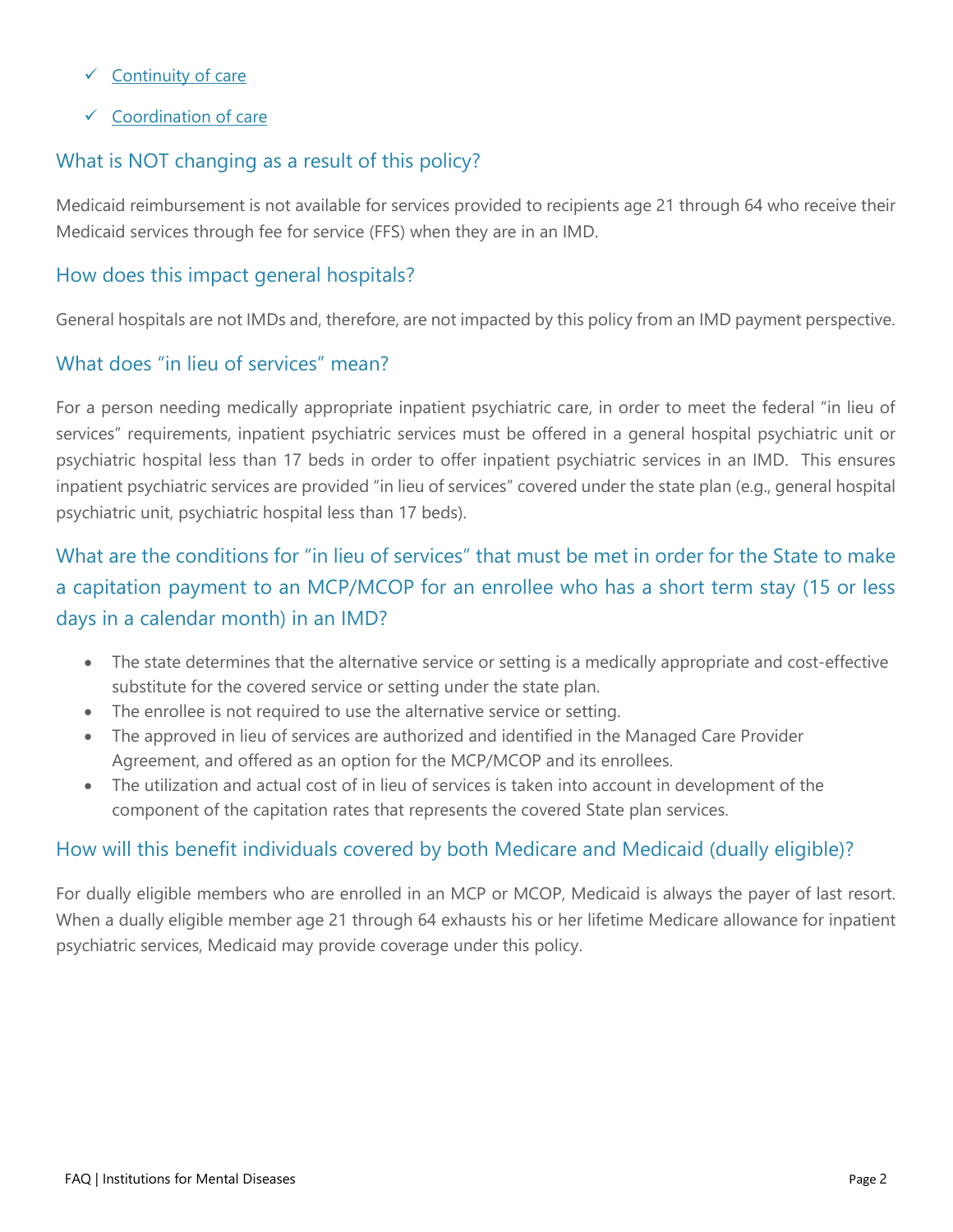- ✓ Continuity of care
- ✓ Coordination of care

## What is NOT changing as a result of this policy?

Medicaid reimbursement is not available for services provided to recipients age 21 through 64 who receive their Medicaid services through fee for service (FFS) when they are in an IMD.

## How does this impact general hospitals?

General hospitals are not IMDs and, therefore, are not impacted by this policy from an IMD payment perspective.

## What does "in lieu of services" mean?

For a person needing medically appropriate inpatient psychiatric care, in order to meet the federal "in lieu of services" requirements, inpatient psychiatric services must be offered in a general hospital psychiatric unit or psychiatric hospital less than 17 beds in order to offer inpatient psychiatric services in an IMD. This ensures inpatient psychiatric services are provided "in lieu of services" covered under the state plan (e.g., general hospital psychiatric unit, psychiatric hospital less than 17 beds).

## What are the conditions for "in lieu of services" that must be met in order for the State to make a capitation payment to an MCP/MCOP for an enrollee who has a short term stay (15 or less days in a calendar month) in an IMD?

- The state determines that the alternative service or setting is a medically appropriate and cost-effective substitute for the covered service or setting under the state plan.
- The enrollee is not required to use the alternative service or setting.
- The approved in lieu of services are authorized and identified in the Managed Care Provider Agreement, and offered as an option for the MCP/MCOP and its enrollees.
- The utilization and actual cost of in lieu of services is taken into account in development of the component of the capitation rates that represents the covered State plan services.

## How will this benefit individuals covered by both Medicare and Medicaid (dually eligible)?

For dually eligible members who are enrolled in an MCP or MCOP, Medicaid is always the payer of last resort. When a dually eligible member age 21 through 64 exhausts his or her lifetime Medicare allowance for inpatient psychiatric services, Medicaid may provide coverage under this policy.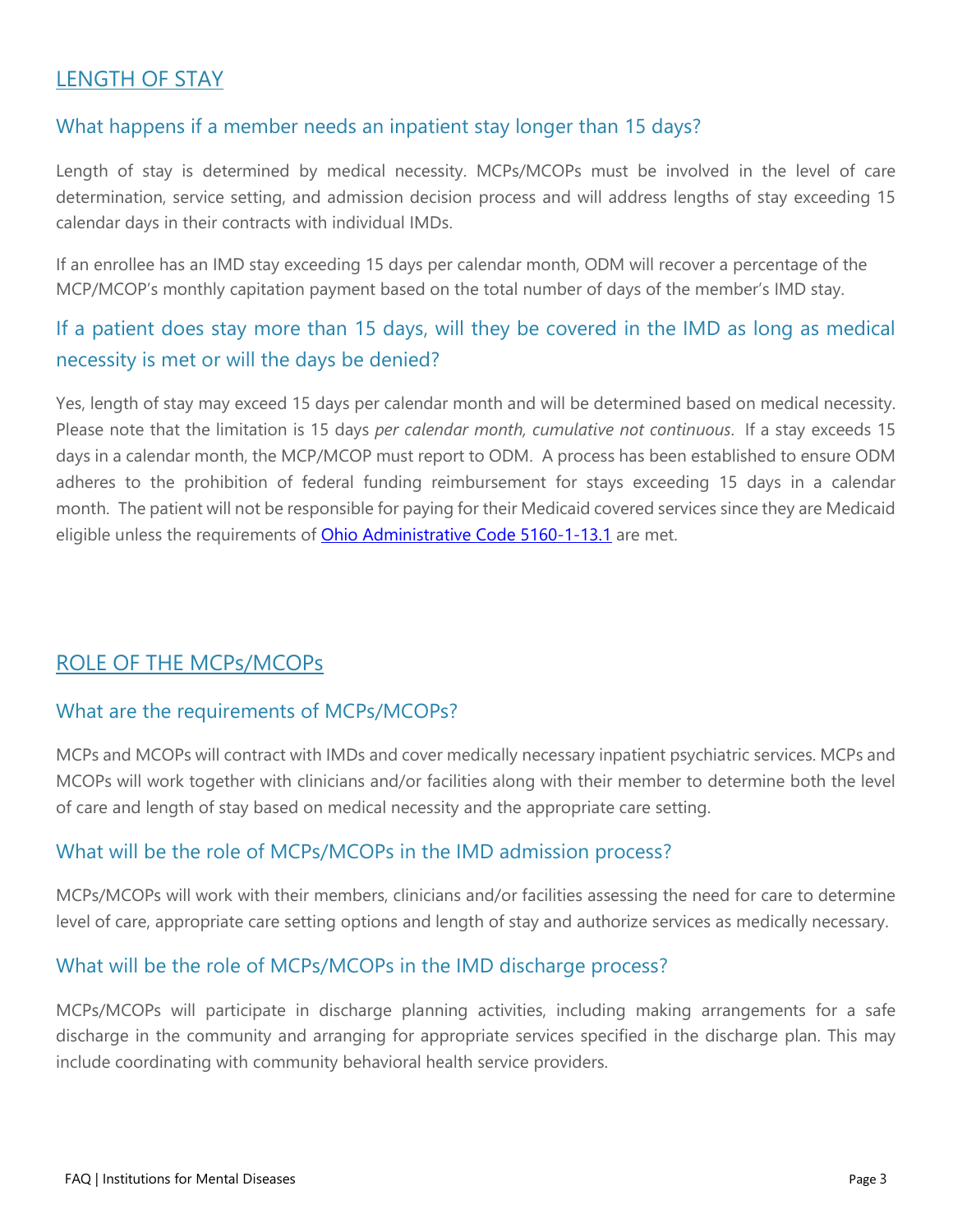## LENGTH OF STAY

### What happens if a member needs an inpatient stay longer than 15 days?

Length of stay is determined by medical necessity. MCPs/MCOPs must be involved in the level of care determination, service setting, and admission decision process and will address lengths of stay exceeding 15 calendar days in their contracts with individual IMDs.

If an enrollee has an IMD stay exceeding 15 days per calendar month, ODM will recover a percentage of the MCP/MCOP's monthly capitation payment based on the total number of days of the member's IMD stay.

### If a patient does stay more than 15 days, will they be covered in the IMD as long as medical necessity is met or will the days be denied?

Yes, length of stay may exceed 15 days per calendar month and will be determined based on medical necessity. Please note that the limitation is 15 days *per calendar month, cumulative not continuous*. If a stay exceeds 15 days in a calendar month, the MCP/MCOP must report to ODM. A process has been established to ensure ODM adheres to the prohibition of federal funding reimbursement for stays exceeding 15 days in a calendar month. The patient will not be responsible for paying for their Medicaid covered services since they are Medicaid eligible unless the requirements of Ohio Administrative Code 5160-1-13.1 are met.

## ROLE OF THE MCPs/MCOPs

### What are the requirements of MCPs/MCOPs?

MCPs and MCOPs will contract with IMDs and cover medically necessary inpatient psychiatric services. MCPs and MCOPs will work together with clinicians and/or facilities along with their member to determine both the level of care and length of stay based on medical necessity and the appropriate care setting.

### What will be the role of MCPs/MCOPs in the IMD admission process?

MCPs/MCOPs will work with their members, clinicians and/or facilities assessing the need for care to determine level of care, appropriate care setting options and length of stay and authorize services as medically necessary.

### What will be the role of MCPs/MCOPs in the IMD discharge process?

MCPs/MCOPs will participate in discharge planning activities, including making arrangements for a safe discharge in the community and arranging for appropriate services specified in the discharge plan. This may include coordinating with community behavioral health service providers.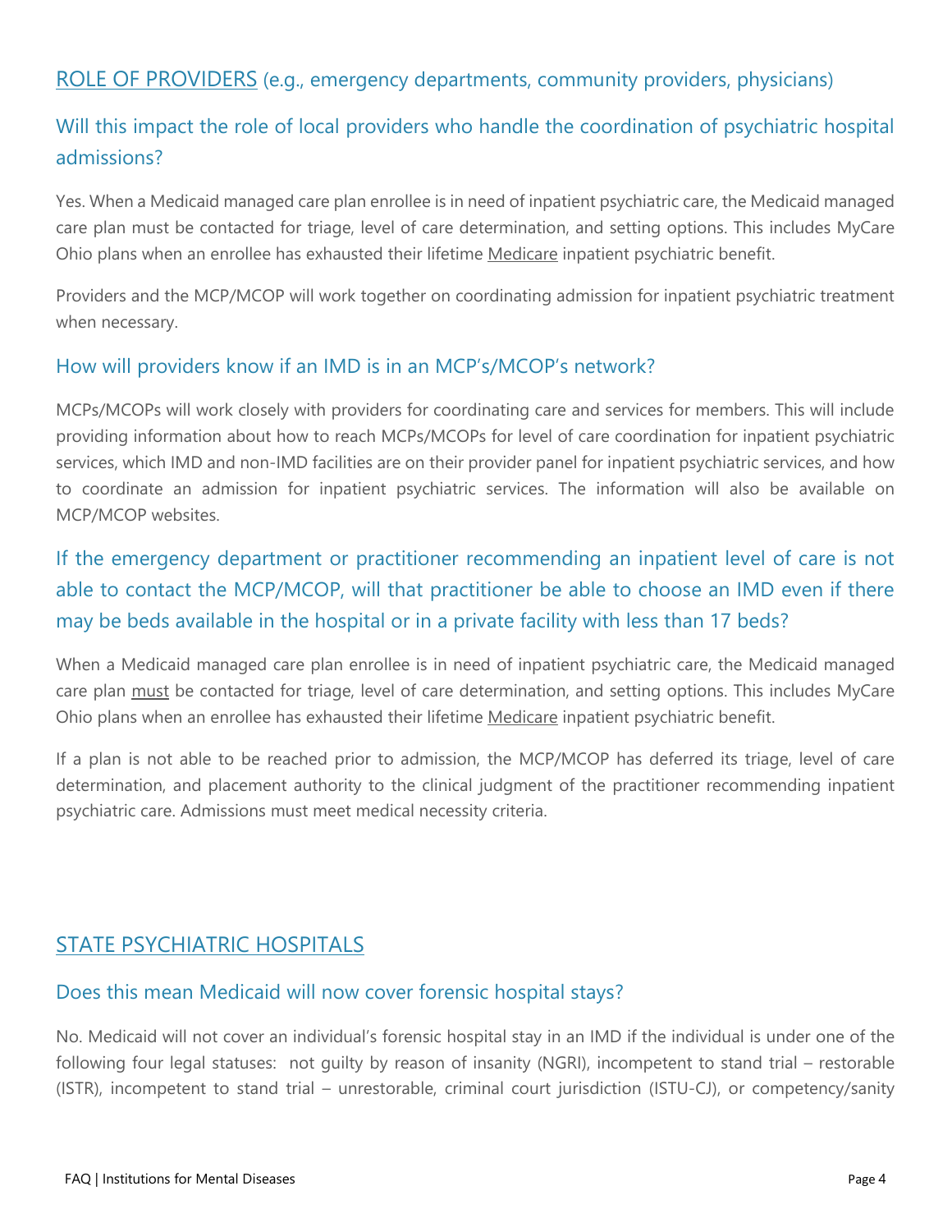## ROLE OF PROVIDERS (e.g., emergency departments, community providers, physicians)

### Will this impact the role of local providers who handle the coordination of psychiatric hospital admissions?

Yes. When a Medicaid managed care plan enrollee is in need of inpatient psychiatric care, the Medicaid managed care plan must be contacted for triage, level of care determination, and setting options. This includes MyCare Ohio plans when an enrollee has exhausted their lifetime Medicare inpatient psychiatric benefit.

Providers and the MCP/MCOP will work together on coordinating admission for inpatient psychiatric treatment when necessary.

### How will providers know if an IMD is in an MCP's/MCOP's network?

MCPs/MCOPs will work closely with providers for coordinating care and services for members. This will include providing information about how to reach MCPs/MCOPs for level of care coordination for inpatient psychiatric services, which IMD and non-IMD facilities are on their provider panel for inpatient psychiatric services, and how to coordinate an admission for inpatient psychiatric services. The information will also be available on MCP/MCOP websites.

### If the emergency department or practitioner recommending an inpatient level of care is not able to contact the MCP/MCOP, will that practitioner be able to choose an IMD even if there may be beds available in the hospital or in a private facility with less than 17 beds?

When a Medicaid managed care plan enrollee is in need of inpatient psychiatric care, the Medicaid managed care plan must be contacted for triage, level of care determination, and setting options. This includes MyCare Ohio plans when an enrollee has exhausted their lifetime Medicare inpatient psychiatric benefit.

If a plan is not able to be reached prior to admission, the MCP/MCOP has deferred its triage, level of care determination, and placement authority to the clinical judgment of the practitioner recommending inpatient psychiatric care. Admissions must meet medical necessity criteria.

## STATE PSYCHIATRIC HOSPITALS

### Does this mean Medicaid will now cover forensic hospital stays?

No. Medicaid will not cover an individual's forensic hospital stay in an IMD if the individual is under one of the following four legal statuses: not guilty by reason of insanity (NGRI), incompetent to stand trial – restorable (ISTR), incompetent to stand trial – unrestorable, criminal court jurisdiction (ISTU-CJ), or competency/sanity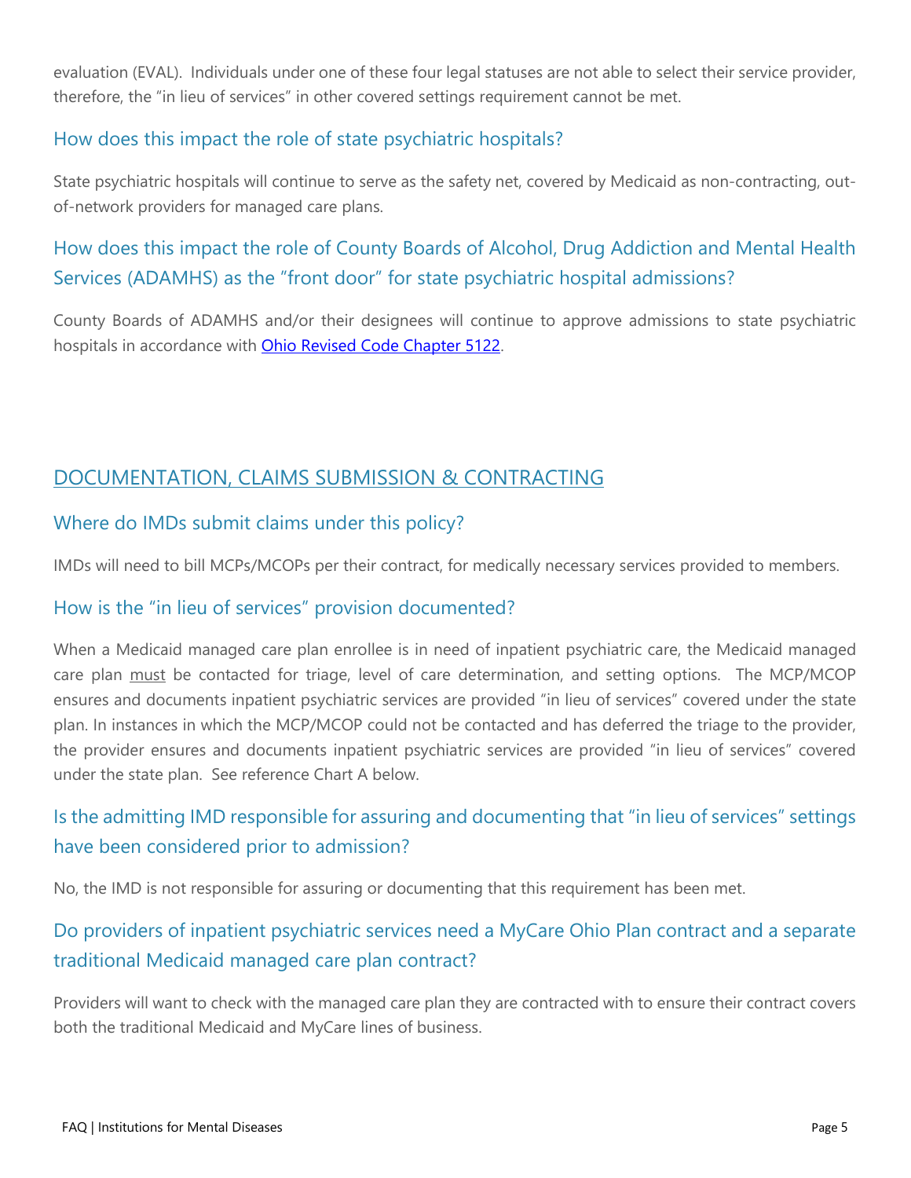evaluation (EVAL). Individuals under one of these four legal statuses are not able to select their service provider, therefore, the "in lieu of services" in other covered settings requirement cannot be met.

### How does this impact the role of state psychiatric hospitals?

State psychiatric hospitals will continue to serve as the safety net, covered by Medicaid as non-contracting, out-of-network providers for managed care plans.

### How does this impact the role of County Boards of Alcohol, Drug Addiction and Mental Health Services (ADAMHS) as the "front door" for state psychiatric hospital admissions?

County Boards of ADAMHS and/or their designees will continue to approve admissions to state psychiatric hospitals in accordance with [Ohio Revised Code Chapter 5122](Ohio Revised Code Chapter 5122).

## DOCUMENTATION, CLAIMS SUBMISSION & CONTRACTING

### Where do IMDs submit claims under this policy?

IMDs will need to bill MCPs/MCOPs per their contract, for medically necessary services provided to members.

### How is the "in lieu of services" provision documented?

When a Medicaid managed care plan enrollee is in need of inpatient psychiatric care, the Medicaid managed care plan <u>must</u> be contacted for triage, level of care determination, and setting options. The MCP/MCOP ensures and documents inpatient psychiatric services are provided "in lieu of services" covered under the state plan. In instances in which the MCP/MCOP could not be contacted and has deferred the triage to the provider, the provider ensures and documents inpatient psychiatric services are provided "in lieu of services" covered under the state plan. See reference Chart A below.

### Is the admitting IMD responsible for assuring and documenting that "in lieu of services" settings have been considered prior to admission?

No, the IMD is not responsible for assuring or documenting that this requirement has been met.

### Do providers of inpatient psychiatric services need a MyCare Ohio Plan contract and a separate traditional Medicaid managed care plan contract?

Providers will want to check with the managed care plan they are contracted with to ensure their contract covers both the traditional Medicaid and MyCare lines of business.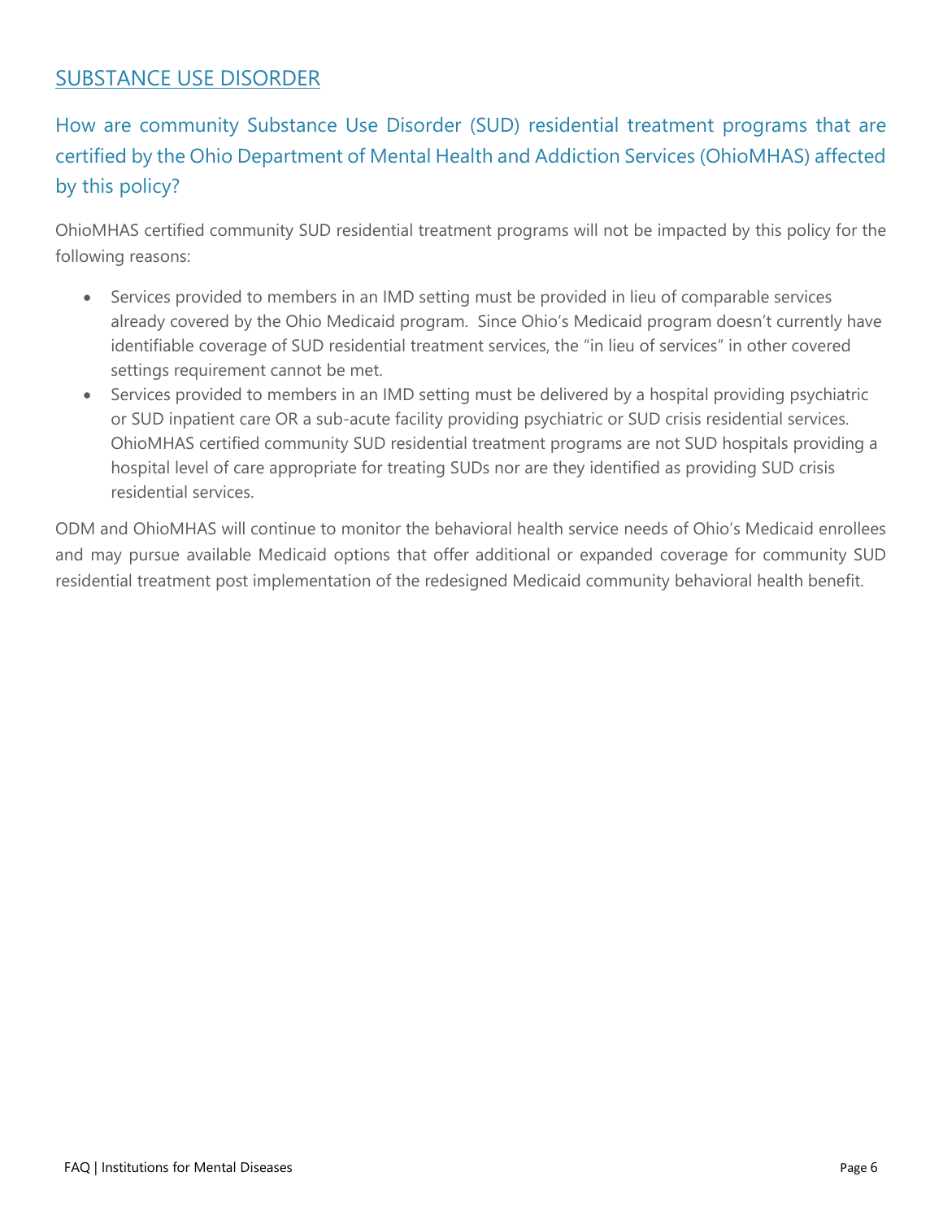## SUBSTANCE USE DISORDER

### How are community Substance Use Disorder (SUD) residential treatment programs that are certified by the Ohio Department of Mental Health and Addiction Services (OhioMHAS) affected by this policy?

OhioMHAS certified community SUD residential treatment programs will not be impacted by this policy for the following reasons:

- Services provided to members in an IMD setting must be provided in lieu of comparable services already covered by the Ohio Medicaid program. Since Ohio's Medicaid program doesn't currently have identifiable coverage of SUD residential treatment services, the "in lieu of services" in other covered settings requirement cannot be met.
- Services provided to members in an IMD setting must be delivered by a hospital providing psychiatric or SUD inpatient care OR a sub-acute facility providing psychiatric or SUD crisis residential services. OhioMHAS certified community SUD residential treatment programs are not SUD hospitals providing a hospital level of care appropriate for treating SUDs nor are they identified as providing SUD crisis residential services.

ODM and OhioMHAS will continue to monitor the behavioral health service needs of Ohio's Medicaid enrollees and may pursue available Medicaid options that offer additional or expanded coverage for community SUD residential treatment post implementation of the redesigned Medicaid community behavioral health benefit.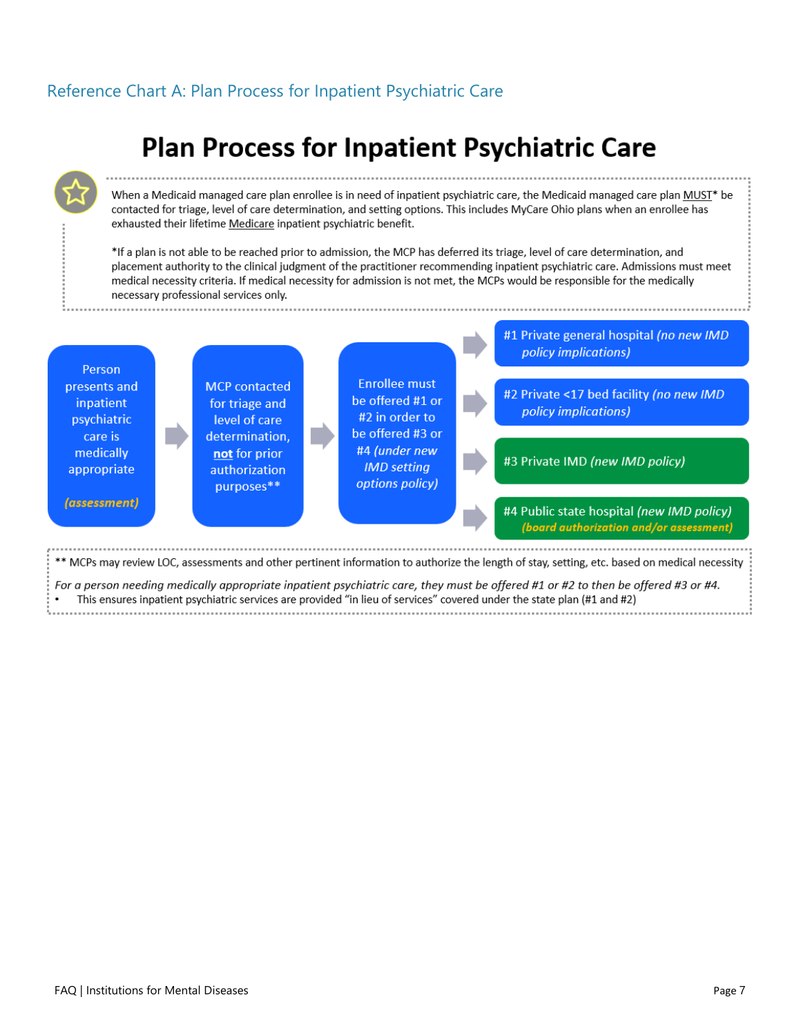## Reference Chart A: Plan Process for Inpatient Psychiatric Care

# Plan Process for Inpatient Psychiatric Care

When a Medicaid managed care plan enrollee is in need of inpatient psychiatric care, the Medicaid managed care plan MUST* be contacted for triage, level of care determination, and setting options. This includes MyCare Ohio plans when an enrollee has exhausted their lifetime Medicare inpatient psychiatric benefit.

*If a plan is not able to be reached prior to admission, the MCP has deferred its triage, level of care determination, and placement authority to the clinical judgment of the practitioner recommending inpatient psychiatric care. Admissions must meet medical necessity criteria. If medical necessity for admission is not met, the MCPs would be responsible for the medically necessary professional services only.

Person presents and inpatient psychiatric care is medically appropriate ***(assessment)***

→ MCP contacted for triage and level of care determination, **not** for prior authorization purposes**

→ Enrollee must be offered #1 or #2 in order to be offered #3 or #4 *(under new IMD setting options policy)*

→
- #1 Private general hospital *(no new IMD policy implications)*
- #2 Private <17 bed facility *(no new IMD policy implications)*
- #3 Private IMD *(new IMD policy)*
- #4 Public state hospital *(new IMD policy)* ***(board authorization and/or assessment)***

** MCPs may review LOC, assessments and other pertinent information to authorize the length of stay, setting, etc. based on medical necessity

*For a person needing medically appropriate inpatient psychiatric care, they must be offered #1 or #2 to then be offered #3 or #4.*

- This ensures inpatient psychiatric services are provided "in lieu of services" covered under the state plan (#1 and #2)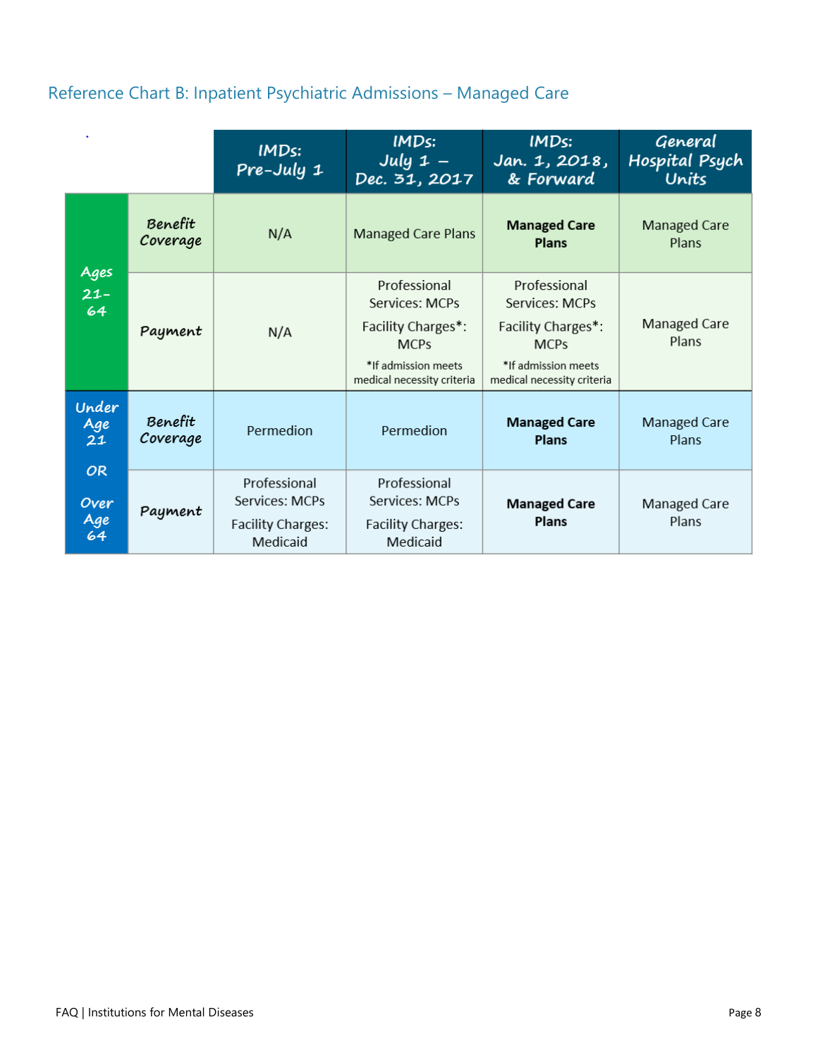## Reference Chart B: Inpatient Psychiatric Admissions – Managed Care

| | | IMDs: Pre-July 1 | IMDs: July 1 – Dec. 31, 2017 | IMDs: Jan. 1, 2018, & Forward | General Hospital Psych Units |
|---|---|---|---|---|---|
| Ages 21-64 | Benefit Coverage | N/A | Managed Care Plans | **Managed Care Plans** | Managed Care Plans |
| | Payment | N/A | Professional Services: MCPs<br>Facility Charges*: MCPs<br>*If admission meets medical necessity criteria | Professional Services: MCPs<br>Facility Charges*: MCPs<br>*If admission meets medical necessity criteria | Managed Care Plans |
| Under Age 21 OR Over Age 64 | Benefit Coverage | Permedion | Permedion | **Managed Care Plans** | Managed Care Plans |
| | Payment | Professional Services: MCPs<br>Facility Charges: Medicaid | Professional Services: MCPs<br>Facility Charges: Medicaid | **Managed Care Plans** | Managed Care Plans |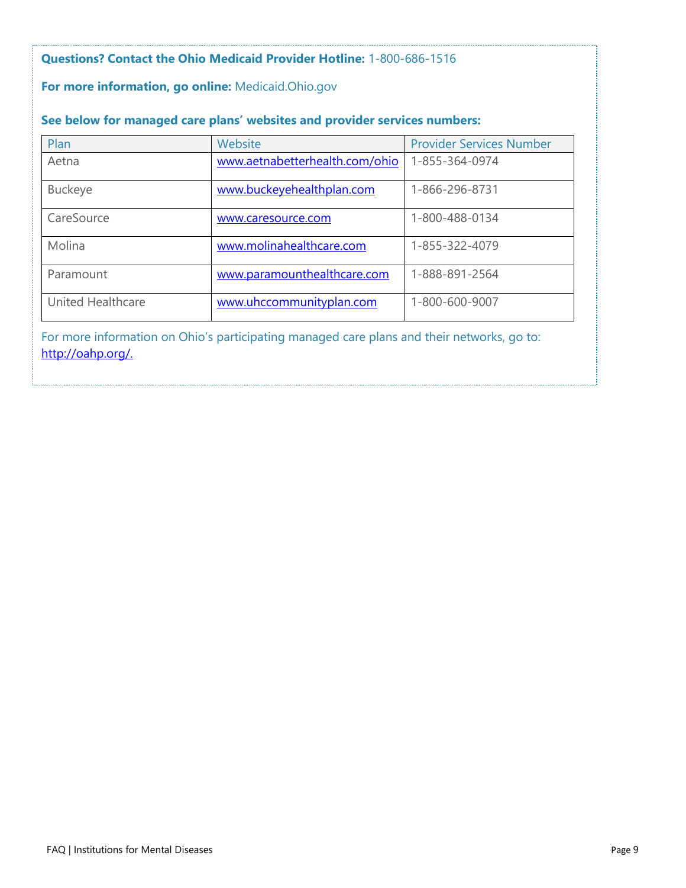**Questions? Contact the Ohio Medicaid Provider Hotline:** 1-800-686-1516

**For more information, go online:** Medicaid.Ohio.gov

**See below for managed care plans' websites and provider services numbers:**

| Plan | Website | Provider Services Number |
|---|---|---|
| Aetna | www.aetnabetterhealth.com/ohio | 1-855-364-0974 |
| Buckeye | www.buckeyehealthplan.com | 1-866-296-8731 |
| CareSource | www.caresource.com | 1-800-488-0134 |
| Molina | www.molinahealthcare.com | 1-855-322-4079 |
| Paramount | www.paramounthealthcare.com | 1-888-891-2564 |
| United Healthcare | www.uhccommunityplan.com | 1-800-600-9007 |

For more information on Ohio's participating managed care plans and their networks, go to: http://oahp.org/.